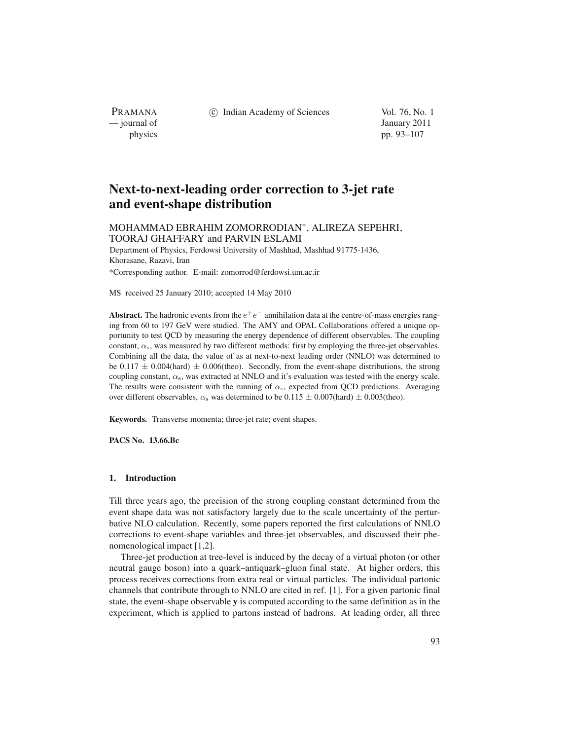# Next-to-next-leading order correction to 3-jet rate and event-shape distribution

MOHAMMAD EBRAHIM ZOMORRODIAN*, ALIREZA SEPEHRI, TOORAJ GHAFFARY and PARVIN ESLAMI

Department of Physics, Ferdowsi University of Mashhad, Mashhad 91775-1436, Khorasane, Razavi, Iran

*Corresponding author. E-mail: zomorrod@ferdowsi.um.ac.ir

MS received 25 January 2010; accepted 14 May 2010

**Abstract.** The hadronic events from the $e^+e^-$ annihilation data at the centre-of-mass energies ranging from 60 to 197 GeV were studied. The AMY and OPAL Collaborations offered a unique opportunity to test QCD by measuring the energy dependence of different observables. The coupling constant, $\alpha_s$, was measured by two different methods: first by employing the three-jet observables. Combining all the data, the value of as at next-to-next leading order (NNLO) was determined to be $0.117 \pm 0.004$(hard) $\pm$ 0.006(theo). Secondly, from the event-shape distributions, the strong coupling constant, $\alpha_s$, was extracted at NNLO and it's evaluation was tested with the energy scale. The results were consistent with the running of $\alpha_s$, expected from QCD predictions. Averaging over different observables, $\alpha_s$ was determined to be $0.115 \pm 0.007$(hard) $\pm$ 0.003(theo).

**Keywords.** Transverse momenta; three-jet rate; event shapes.

**PACS No. 13.66.Bc**

## 1. Introduction

Till three years ago, the precision of the strong coupling constant determined from the event shape data was not satisfactory largely due to the scale uncertainty of the perturbative NLO calculation. Recently, some papers reported the first calculations of NNLO corrections to event-shape variables and three-jet observables, and discussed their phenomenological impact [1,2].

Three-jet production at tree-level is induced by the decay of a virtual photon (or other neutral gauge boson) into a quark–antiquark–gluon final state. At higher orders, this process receives corrections from extra real or virtual particles. The individual partonic channels that contribute through to NNLO are cited in ref. [1]. For a given partonic final state, the event-shape observable **y** is computed according to the same definition as in the experiment, which is applied to partons instead of hadrons. At leading order, all three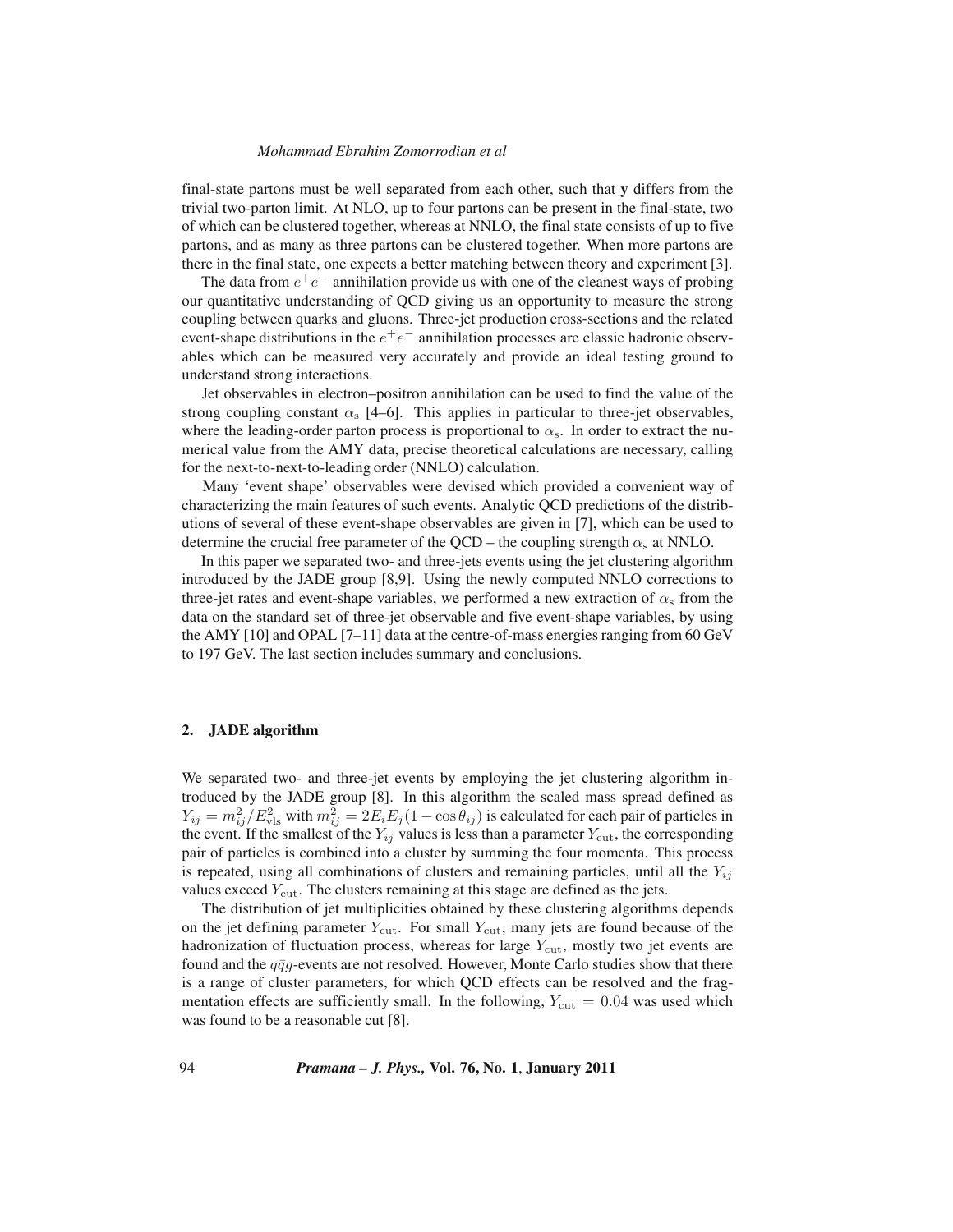final-state partons must be well separated from each other, such that **y** differs from the trivial two-parton limit. At NLO, up to four partons can be present in the final-state, two of which can be clustered together, whereas at NNLO, the final state consists of up to five partons, and as many as three partons can be clustered together. When more partons are there in the final state, one expects a better matching between theory and experiment [3].

The data from $e^+e^-$ annihilation provide us with one of the cleanest ways of probing our quantitative understanding of QCD giving us an opportunity to measure the strong coupling between quarks and gluons. Three-jet production cross-sections and the related event-shape distributions in the $e^+e^-$ annihilation processes are classic hadronic observables which can be measured very accurately and provide an ideal testing ground to understand strong interactions.

Jet observables in electron–positron annihilation can be used to find the value of the strong coupling constant $\alpha_\mathrm{s}$ [4–6]. This applies in particular to three-jet observables, where the leading-order parton process is proportional to $\alpha_\mathrm{s}$. In order to extract the numerical value from the AMY data, precise theoretical calculations are necessary, calling for the next-to-next-to-leading order (NNLO) calculation.

Many 'event shape' observables were devised which provided a convenient way of characterizing the main features of such events. Analytic QCD predictions of the distributions of several of these event-shape observables are given in [7], which can be used to determine the crucial free parameter of the QCD – the coupling strength $\alpha_\mathrm{s}$ at NNLO.

In this paper we separated two- and three-jets events using the jet clustering algorithm introduced by the JADE group [8,9]. Using the newly computed NNLO corrections to three-jet rates and event-shape variables, we performed a new extraction of $\alpha_\mathrm{s}$ from the data on the standard set of three-jet observable and five event-shape variables, by using the AMY [10] and OPAL [7–11] data at the centre-of-mass energies ranging from 60 GeV to 197 GeV. The last section includes summary and conclusions.

## 2. JADE algorithm

We separated two- and three-jet events by employing the jet clustering algorithm introduced by the JADE group [8]. In this algorithm the scaled mass spread defined as $Y_{ij} = m_{ij}^2/E_{\mathrm{vls}}^2$ with $m_{ij}^2 = 2E_iE_j(1 - \cos\theta_{ij})$ is calculated for each pair of particles in the event. If the smallest of the $Y_{ij}$ values is less than a parameter $Y_{\mathrm{cut}}$, the corresponding pair of particles is combined into a cluster by summing the four momenta. This process is repeated, using all combinations of clusters and remaining particles, until all the $Y_{ij}$ values exceed $Y_{\mathrm{cut}}$. The clusters remaining at this stage are defined as the jets.

The distribution of jet multiplicities obtained by these clustering algorithms depends on the jet defining parameter $Y_{\mathrm{cut}}$. For small $Y_{\mathrm{cut}}$, many jets are found because of the hadronization of fluctuation process, whereas for large $Y_{\mathrm{cut}}$, mostly two jet events are found and the $q\bar{q}g$-events are not resolved. However, Monte Carlo studies show that there is a range of cluster parameters, for which QCD effects can be resolved and the fragmentation effects are sufficiently small. In the following, $Y_{\mathrm{cut}} = 0.04$ was used which was found to be a reasonable cut [8].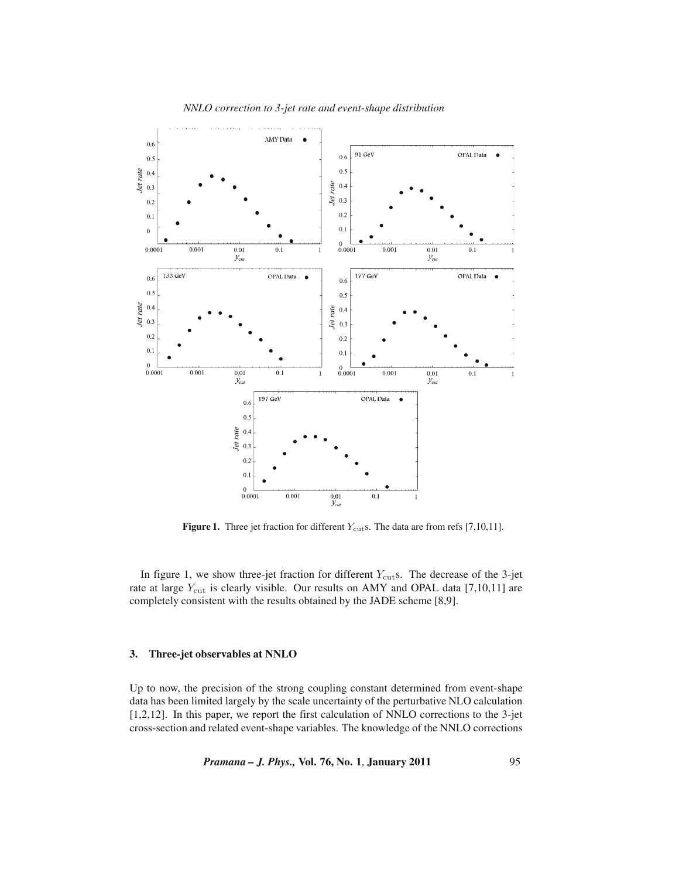**Figure 1.** Three jet fraction for different $Y_{\rm cut}$s. The data are from refs [7,10,11].

In figure 1, we show three-jet fraction for different $Y_{\rm cut}$s. The decrease of the 3-jet rate at large $Y_{\rm cut}$ is clearly visible. Our results on AMY and OPAL data [7,10,11] are completely consistent with the results obtained by the JADE scheme [8,9].

### 3. Three-jet observables at NNLO

Up to now, the precision of the strong coupling constant determined from event-shape data has been limited largely by the scale uncertainty of the perturbative NLO calculation [1,2,12]. In this paper, we report the first calculation of NNLO corrections to the 3-jet cross-section and related event-shape variables. The knowledge of the NNLO corrections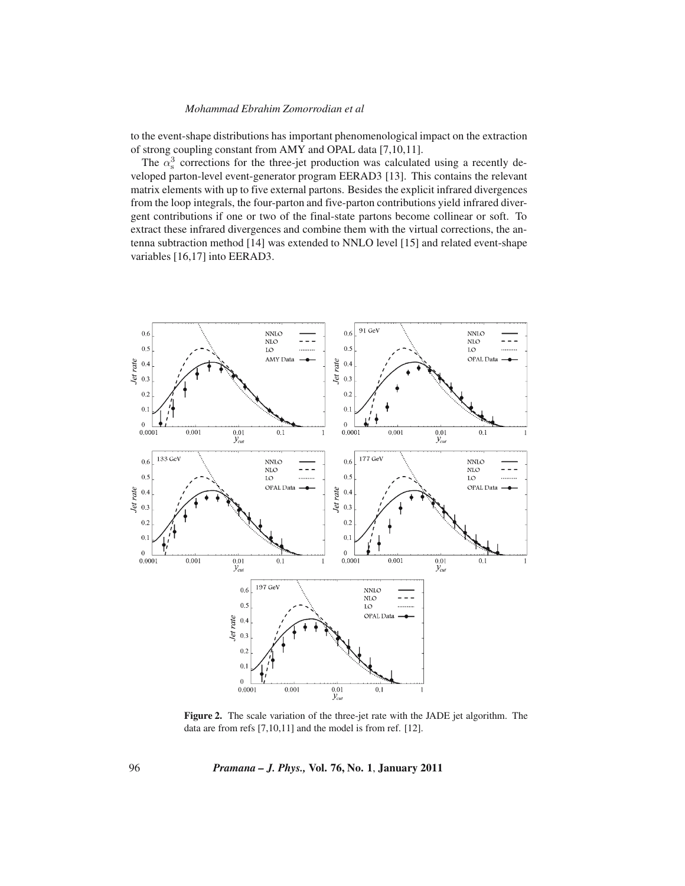to the event-shape distributions has important phenomenological impact on the extraction of strong coupling constant from AMY and OPAL data [7,10,11].

The $\alpha_s^3$ corrections for the three-jet production was calculated using a recently developed parton-level event-generator program EERAD3 [13]. This contains the relevant matrix elements with up to five external partons. Besides the explicit infrared divergences from the loop integrals, the four-parton and five-parton contributions yield infrared divergent contributions if one or two of the final-state partons become collinear or soft. To extract these infrared divergences and combine them with the virtual corrections, the antenna subtraction method [14] was extended to NNLO level [15] and related event-shape variables [16,17] into EERAD3.

**Figure 2.** The scale variation of the three-jet rate with the JADE jet algorithm. The data are from refs [7,10,11] and the model is from ref. [12].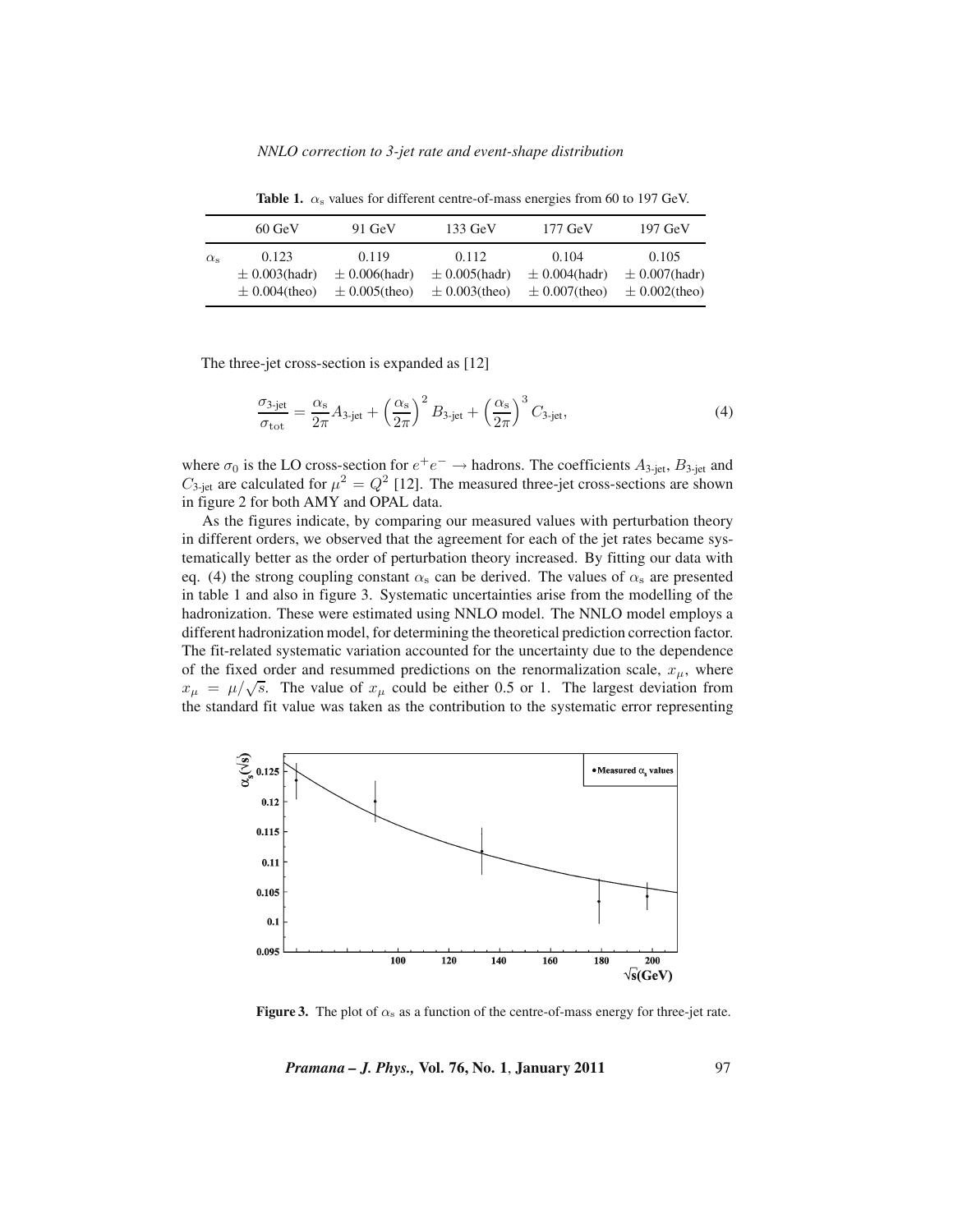**Table 1.** $\alpha_s$ values for different centre-of-mass energies from 60 to 197 GeV.

| | 60 GeV | 91 GeV | 133 GeV | 177 GeV | 197 GeV |
|---|---|---|---|---|---|
| $\alpha_s$ | 0.123 | 0.119 | 0.112 | 0.104 | 0.105 |
| | ± 0.003(hadr) | ± 0.006(hadr) | ± 0.005(hadr) | ± 0.004(hadr) | ± 0.007(hadr) |
| | ± 0.004(theo) | ± 0.005(theo) | ± 0.003(theo) | ± 0.007(theo) | ± 0.002(theo) |

The three-jet cross-section is expanded as [12]

$$\frac{\sigma_{\text{3-jet}}}{\sigma_{\text{tot}}} = \frac{\alpha_s}{2\pi} A_{\text{3-jet}} + \left(\frac{\alpha_s}{2\pi}\right)^2 B_{\text{3-jet}} + \left(\frac{\alpha_s}{2\pi}\right)^3 C_{\text{3-jet}}, \tag{4}$$

where $\sigma_0$ is the LO cross-section for $e^+e^- \rightarrow$ hadrons. The coefficients $A_{\text{3-jet}}$, $B_{\text{3-jet}}$ and $C_{\text{3-jet}}$ are calculated for $\mu^2 = Q^2$ [12]. The measured three-jet cross-sections are shown in figure 2 for both AMY and OPAL data.

As the figures indicate, by comparing our measured values with perturbation theory in different orders, we observed that the agreement for each of the jet rates became systematically better as the order of perturbation theory increased. By fitting our data with eq. (4) the strong coupling constant $\alpha_s$ can be derived. The values of $\alpha_s$ are presented in table 1 and also in figure 3. Systematic uncertainties arise from the modelling of the hadronization. These were estimated using NNLO model. The NNLO model employs a different hadronization model, for determining the theoretical prediction correction factor. The fit-related systematic variation accounted for the uncertainty due to the dependence of the fixed order and resummed predictions on the renormalization scale, $x_\mu$, where $x_\mu = \mu/\sqrt{s}$. The value of $x_\mu$ could be either 0.5 or 1. The largest deviation from the standard fit value was taken as the contribution to the systematic error representing

**Figure 3.** The plot of $\alpha_s$ as a function of the centre-of-mass energy for three-jet rate.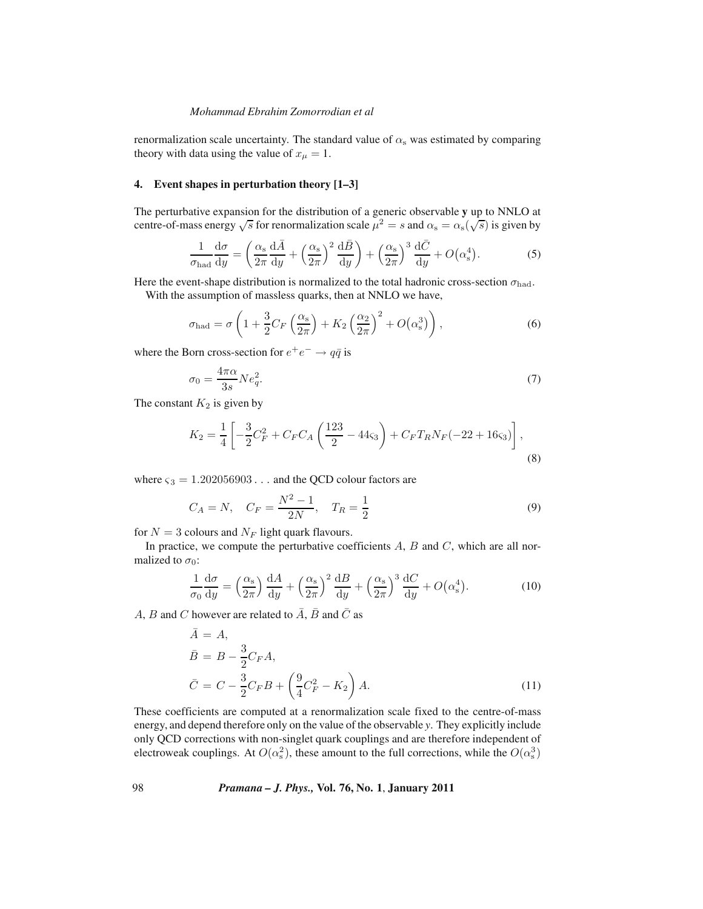renormalization scale uncertainty. The standard value of $\alpha_s$ was estimated by comparing theory with data using the value of $x_\mu = 1$.

## 4. Event shapes in perturbation theory [1–3]

The perturbative expansion for the distribution of a generic observable **y** up to NNLO at centre-of-mass energy $\sqrt{s}$ for renormalization scale $\mu^2 = s$ and $\alpha_s = \alpha_s(\sqrt{s})$ is given by

$$\frac{1}{\sigma_{\text{had}}}\frac{\mathrm{d}\sigma}{\mathrm{d}y} = \left(\frac{\alpha_s}{2\pi}\frac{\mathrm{d}\bar{A}}{\mathrm{d}y} + \left(\frac{\alpha_s}{2\pi}\right)^2\frac{\mathrm{d}\bar{B}}{\mathrm{d}y}\right) + \left(\frac{\alpha_s}{2\pi}\right)^3\frac{\mathrm{d}\bar{C}}{\mathrm{d}y} + O\big(\alpha_s^4\big). \tag{5}$$

Here the event-shape distribution is normalized to the total hadronic cross-section $\sigma_{\text{had}}$.

With the assumption of massless quarks, then at NNLO we have,

$$\sigma_{\text{had}} = \sigma\left(1 + \frac{3}{2}C_F\left(\frac{\alpha_s}{2\pi}\right) + K_2\left(\frac{\alpha_2}{2\pi}\right)^2 + O\big(\alpha_s^3\big)\right), \tag{6}$$

where the Born cross-section for $e^+e^- \to q\bar{q}$ is

$$\sigma_0 = \frac{4\pi\alpha}{3s}Ne_q^2. \tag{7}$$

The constant $K_2$ is given by

$$K_2 = \frac{1}{4}\left[-\frac{3}{2}C_F^2 + C_F C_A\left(\frac{123}{2} - 44\varsigma_3\right) + C_F T_R N_F(-22 + 16\varsigma_3)\right], \tag{8}$$

where $\varsigma_3 = 1.202056903\ldots$ and the QCD colour factors are

$$C_A = N, \quad C_F = \frac{N^2-1}{2N}, \quad T_R = \frac{1}{2} \tag{9}$$

for $N = 3$ colours and $N_F$ light quark flavours.

In practice, we compute the perturbative coefficients $A$, $B$ and $C$, which are all normalized to $\sigma_0$:

$$\frac{1}{\sigma_0}\frac{\mathrm{d}\sigma}{\mathrm{d}y} = \left(\frac{\alpha_s}{2\pi}\right)\frac{\mathrm{d}A}{\mathrm{d}y} + \left(\frac{\alpha_s}{2\pi}\right)^2\frac{\mathrm{d}B}{\mathrm{d}y} + \left(\frac{\alpha_s}{2\pi}\right)^3\frac{\mathrm{d}C}{\mathrm{d}y} + O\big(\alpha_s^4\big). \tag{10}$$

$A$, $B$ and $C$ however are related to $\bar{A}$, $\bar{B}$ and $\bar{C}$ as

$$\begin{aligned}
\bar{A} &= A, \\
\bar{B} &= B - \frac{3}{2}C_F A, \\
\bar{C} &= C - \frac{3}{2}C_F B + \left(\frac{9}{4}C_F^2 - K_2\right)A.
\end{aligned} \tag{11}$$

These coefficients are computed at a renormalization scale fixed to the centre-of-mass energy, and depend therefore only on the value of the observable *y*. They explicitly include only QCD corrections with non-singlet quark couplings and are therefore independent of electroweak couplings. At $O(\alpha_s^2)$, these amount to the full corrections, while the $O(\alpha_s^3)$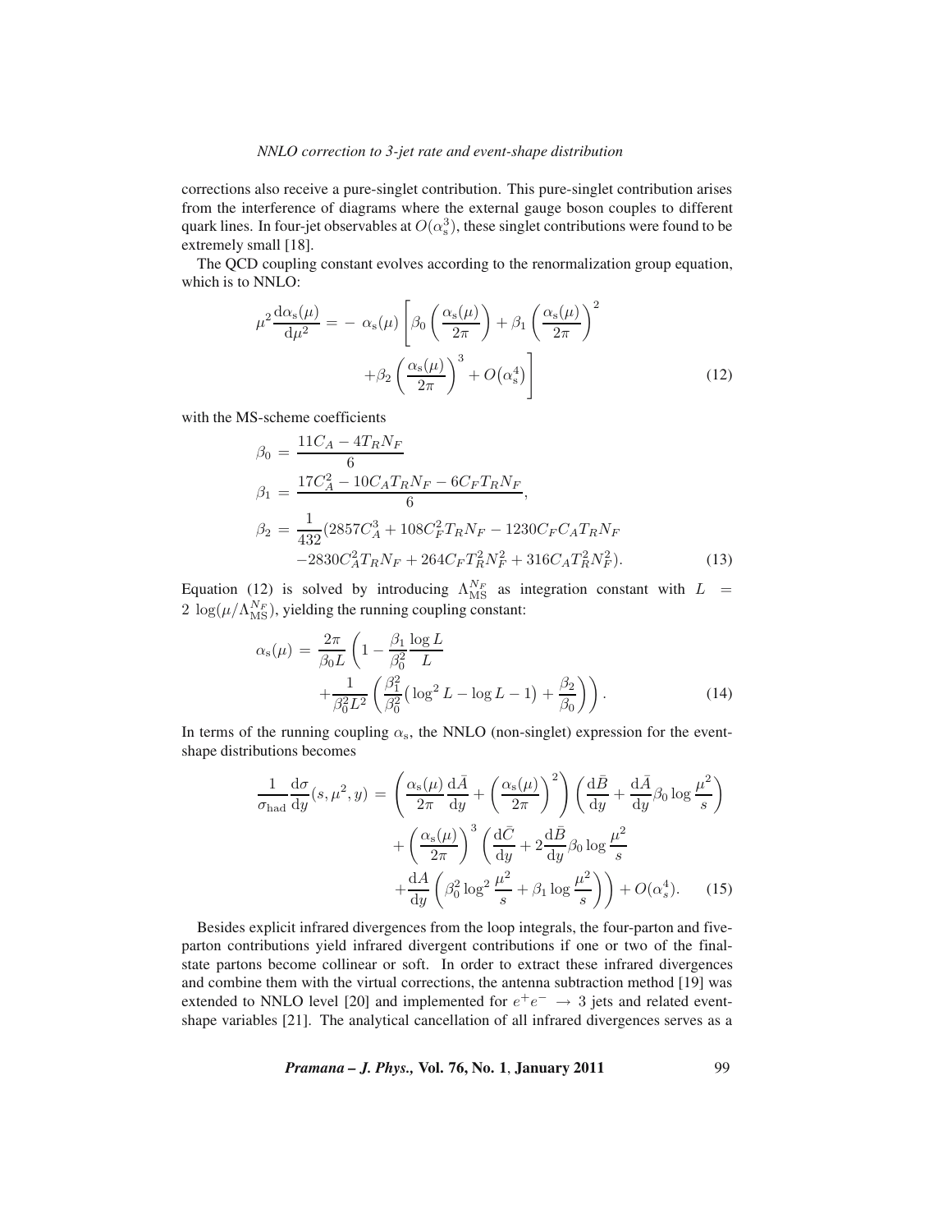corrections also receive a pure-singlet contribution. This pure-singlet contribution arises from the interference of diagrams where the external gauge boson couples to different quark lines. In four-jet observables at $O(\alpha_s^3)$, these singlet contributions were found to be extremely small [18].

The QCD coupling constant evolves according to the renormalization group equation, which is to NNLO:

$$\mu^2 \frac{\mathrm{d}\alpha_s(\mu)}{\mathrm{d}\mu^2} = -\,\alpha_s(\mu)\left[\beta_0\left(\frac{\alpha_s(\mu)}{2\pi}\right) + \beta_1\left(\frac{\alpha_s(\mu)}{2\pi}\right)^2 + \beta_2\left(\frac{\alpha_s(\mu)}{2\pi}\right)^3 + O\!\left(\alpha_s^4\right)\right] \tag{12}$$

with the MS-scheme coefficients

$$\begin{aligned}
\beta_0 &= \frac{11C_A - 4T_R N_F}{6} \\
\beta_1 &= \frac{17C_A^2 - 10C_A T_R N_F - 6C_F T_R N_F}{6}, \\
\beta_2 &= \frac{1}{432}(2857C_A^3 + 108C_F^2 T_R N_F - 1230 C_F C_A T_R N_F \\
&\quad - 2830 C_A^2 T_R N_F + 264 C_F T_R^2 N_F^2 + 316 C_A T_R^2 N_F^2).
\end{aligned} \tag{13}$$

Equation (12) is solved by introducing $\Lambda_{\mathrm{MS}}^{N_F}$ as integration constant with $L = 2\,\log(\mu/\Lambda_{\mathrm{MS}}^{N_F})$, yielding the running coupling constant:

$$\alpha_s(\mu) = \frac{2\pi}{\beta_0 L}\left(1 - \frac{\beta_1}{\beta_0^2}\frac{\log L}{L} + \frac{1}{\beta_0^2 L^2}\left(\frac{\beta_1^2}{\beta_0^2}\left(\log^2 L - \log L - 1\right) + \frac{\beta_2}{\beta_0}\right)\right). \tag{14}$$

In terms of the running coupling $\alpha_s$, the NNLO (non-singlet) expression for the event-shape distributions becomes

$$\begin{aligned}
\frac{1}{\sigma_{\mathrm{had}}}\frac{\mathrm{d}\sigma}{\mathrm{d}y}(s,\mu^2,y) &= \left(\frac{\alpha_s(\mu)}{2\pi}\frac{\mathrm{d}\bar{A}}{\mathrm{d}y} + \left(\frac{\alpha_s(\mu)}{2\pi}\right)^2\right)\left(\frac{\mathrm{d}\bar{B}}{\mathrm{d}y} + \frac{\mathrm{d}\bar{A}}{\mathrm{d}y}\beta_0 \log\frac{\mu^2}{s}\right) \\
&\quad + \left(\frac{\alpha_s(\mu)}{2\pi}\right)^3\left(\frac{\mathrm{d}\bar{C}}{\mathrm{d}y} + 2\frac{\mathrm{d}\bar{B}}{\mathrm{d}y}\beta_0\log\frac{\mu^2}{s} \right. \\
&\quad \left. + \frac{\mathrm{d}A}{\mathrm{d}y}\left(\beta_0^2 \log^2\frac{\mu^2}{s} + \beta_1 \log\frac{\mu^2}{s}\right)\right) + O(\alpha_s^4).
\end{aligned} \tag{15}$$

Besides explicit infrared divergences from the loop integrals, the four-parton and five-parton contributions yield infrared divergent contributions if one or two of the final-state partons become collinear or soft. In order to extract these infrared divergences and combine them with the virtual corrections, the antenna subtraction method [19] was extended to NNLO level [20] and implemented for $e^+e^- \to 3$ jets and related event-shape variables [21]. The analytical cancellation of all infrared divergences serves as a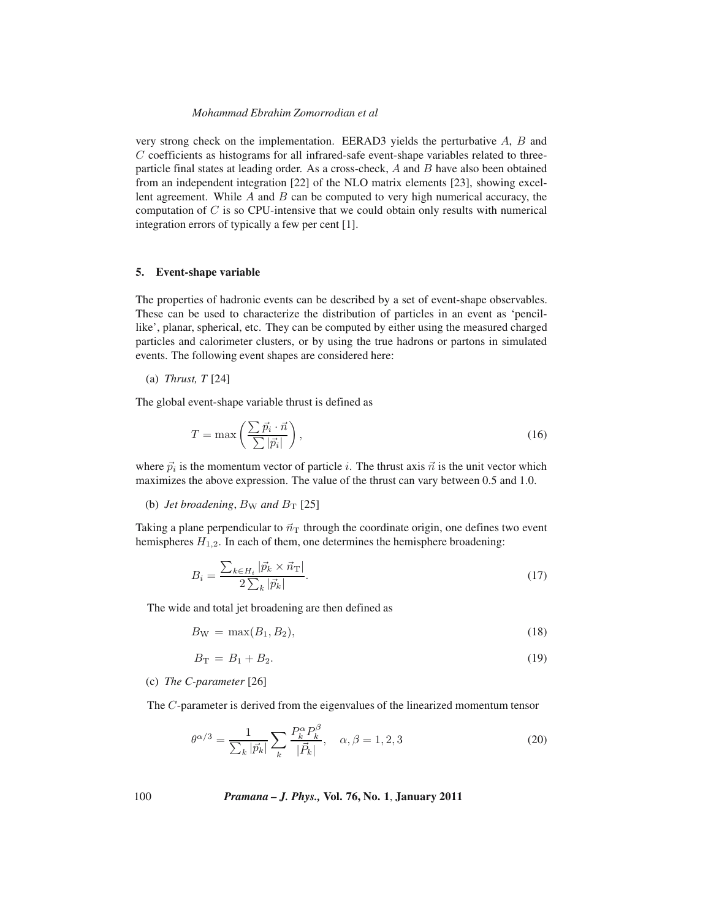very strong check on the implementation. EERAD3 yields the perturbative $A$, $B$ and $C$ coefficients as histograms for all infrared-safe event-shape variables related to three-particle final states at leading order. As a cross-check, $A$ and $B$ have also been obtained from an independent integration [22] of the NLO matrix elements [23], showing excellent agreement. While $A$ and $B$ can be computed to very high numerical accuracy, the computation of $C$ is so CPU-intensive that we could obtain only results with numerical integration errors of typically a few per cent [1].

## 5. Event-shape variable

The properties of hadronic events can be described by a set of event-shape observables. These can be used to characterize the distribution of particles in an event as 'pencil-like', planar, spherical, etc. They can be computed by either using the measured charged particles and calorimeter clusters, or by using the true hadrons or partons in simulated events. The following event shapes are considered here:

(a) *Thrust, T* [24]

The global event-shape variable thrust is defined as

$$T = \max\left(\frac{\sum \vec{p}_i \cdot \vec{n}}{\sum |\vec{p}_i|}\right), \tag{16}$$

where $\vec{p}_i$ is the momentum vector of particle $i$. The thrust axis $\vec{n}$ is the unit vector which maximizes the above expression. The value of the thrust can vary between 0.5 and 1.0.

(b) *Jet broadening*, $B_{\mathrm{W}}$ *and* $B_{\mathrm{T}}$ [25]

Taking a plane perpendicular to $\vec{n}_{\mathrm{T}}$ through the coordinate origin, one defines two event hemispheres $H_{1,2}$. In each of them, one determines the hemisphere broadening:

$$B_i = \frac{\sum_{k\in H_i} |\vec{p}_k \times \vec{n}_{\mathrm{T}}|}{2\sum_k |\vec{p}_k|}. \tag{17}$$

The wide and total jet broadening are then defined as

$$B_{\mathrm{W}} = \max(B_1, B_2), \tag{18}$$

$$B_{\mathrm{T}} = B_1 + B_2. \tag{19}$$

(c) *The C-parameter* [26]

The $C$-parameter is derived from the eigenvalues of the linearized momentum tensor

$$\theta^{\alpha/3} = \frac{1}{\sum_k |\vec{p}_k|} \sum_k \frac{P_k^{\alpha} P_k^{\beta}}{|\vec{P}_k|}, \quad \alpha, \beta = 1, 2, 3 \tag{20}$$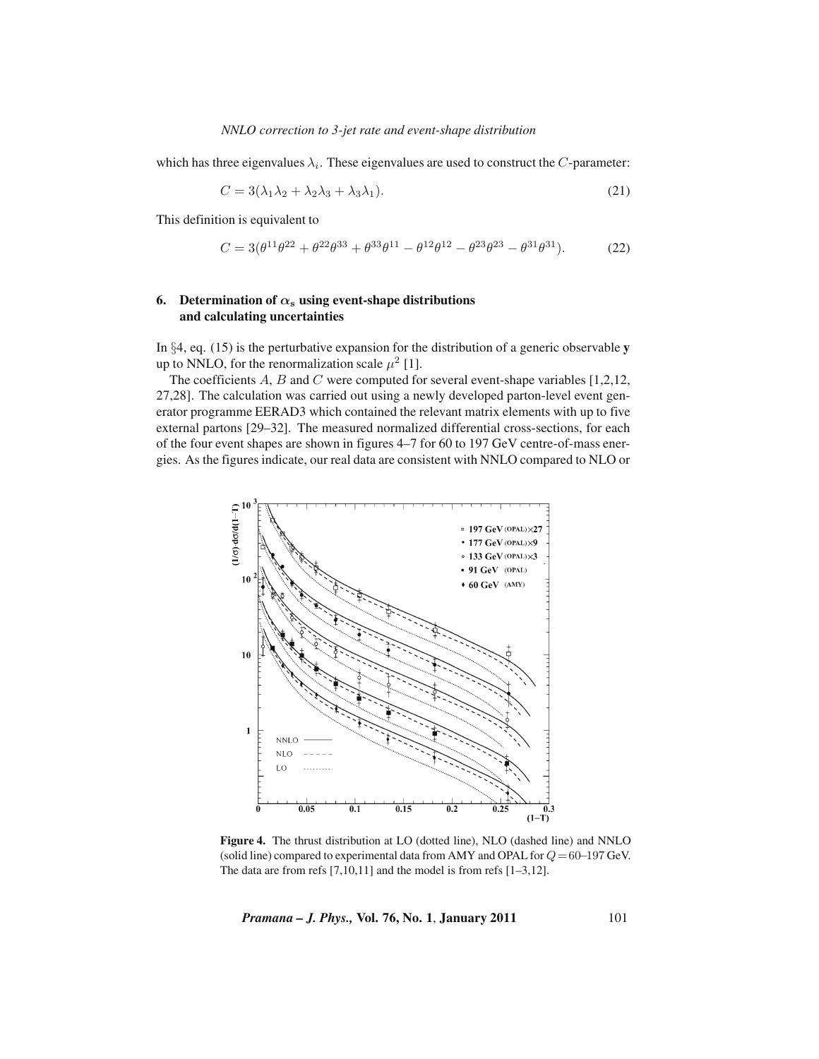which has three eigenvalues $\lambda_i$. These eigenvalues are used to construct the $C$-parameter:

$$C = 3(\lambda_1\lambda_2 + \lambda_2\lambda_3 + \lambda_3\lambda_1). \tag{21}$$

This definition is equivalent to

$$C = 3(\theta^{11}\theta^{22} + \theta^{22}\theta^{33} + \theta^{33}\theta^{11} - \theta^{12}\theta^{12} - \theta^{23}\theta^{23} - \theta^{31}\theta^{31}). \tag{22}$$

## 6. Determination of $\alpha_s$ using event-shape distributions and calculating uncertainties

In §4, eq. (15) is the perturbative expansion for the distribution of a generic observable **y** up to NNLO, for the renormalization scale $\mu^2$ [1].

The coefficients $A$, $B$ and $C$ were computed for several event-shape variables [1,2,12, 27,28]. The calculation was carried out using a newly developed parton-level event generator programme EERAD3 which contained the relevant matrix elements with up to five external partons [29–32]. The measured normalized differential cross-sections, for each of the four event shapes are shown in figures 4–7 for 60 to 197 GeV centre-of-mass energies. As the figures indicate, our real data are consistent with NNLO compared to NLO or

**Figure 4.** The thrust distribution at LO (dotted line), NLO (dashed line) and NNLO (solid line) compared to experimental data from AMY and OPAL for $Q = 60$–$197$ GeV. The data are from refs [7,10,11] and the model is from refs [1–3,12].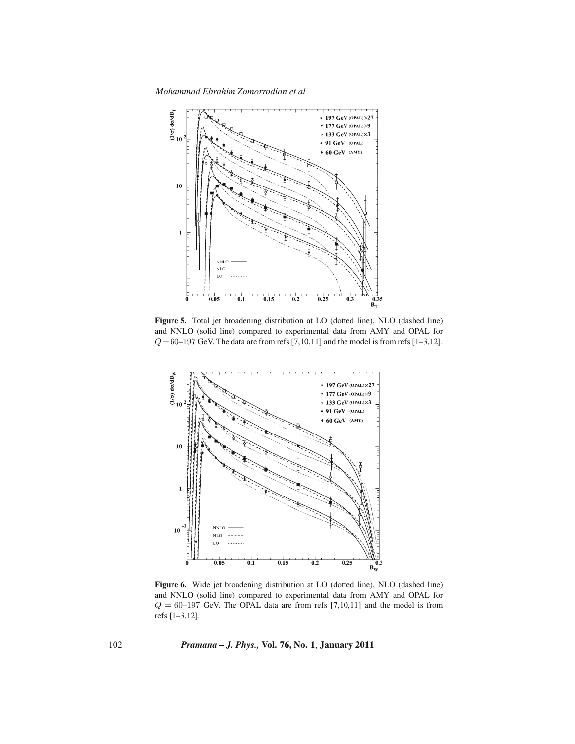**Figure 5.** Total jet broadening distribution at LO (dotted line), NLO (dashed line) and NNLO (solid line) compared to experimental data from AMY and OPAL for $Q = 60$–$197$ GeV. The data are from refs [7,10,11] and the model is from refs [1–3,12].

**Figure 6.** Wide jet broadening distribution at LO (dotted line), NLO (dashed line) and NNLO (solid line) compared to experimental data from AMY and OPAL for $Q = 60$–$197$ GeV. The OPAL data are from refs [7,10,11] and the model is from refs [1–3,12].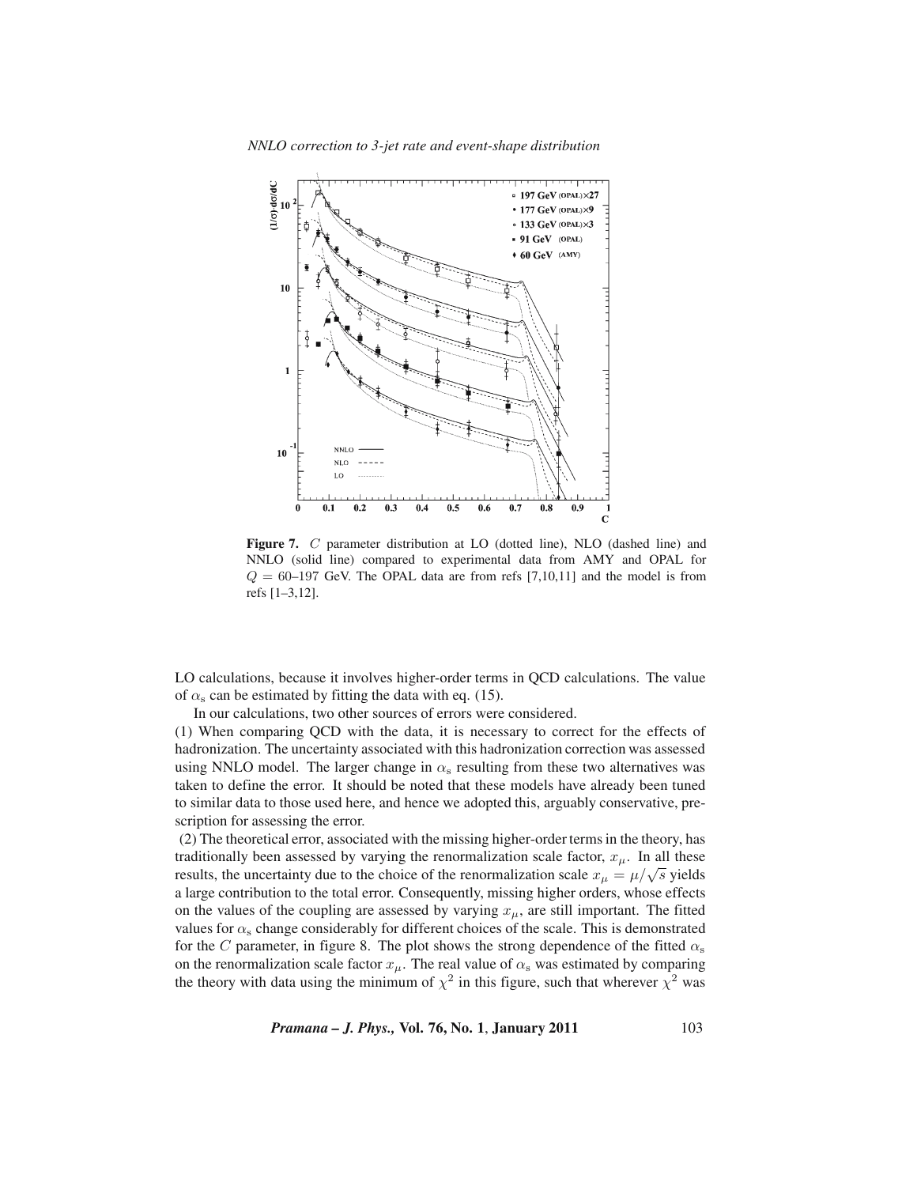Figure 7. $C$ parameter distribution at LO (dotted line), NLO (dashed line) and NNLO (solid line) compared to experimental data from AMY and OPAL for $Q = 60$–$197$ GeV. The OPAL data are from refs [7,10,11] and the model is from refs [1–3,12].

LO calculations, because it involves higher-order terms in QCD calculations. The value of $\alpha_s$ can be estimated by fitting the data with eq. (15).

In our calculations, two other sources of errors were considered.

(1) When comparing QCD with the data, it is necessary to correct for the effects of hadronization. The uncertainty associated with this hadronization correction was assessed using NNLO model. The larger change in $\alpha_s$ resulting from these two alternatives was taken to define the error. It should be noted that these models have already been tuned to similar data to those used here, and hence we adopted this, arguably conservative, prescription for assessing the error.

(2) The theoretical error, associated with the missing higher-order terms in the theory, has traditionally been assessed by varying the renormalization scale factor, $x_\mu$. In all these results, the uncertainty due to the choice of the renormalization scale $x_\mu = \mu/\sqrt{s}$ yields a large contribution to the total error. Consequently, missing higher orders, whose effects on the values of the coupling are assessed by varying $x_\mu$, are still important. The fitted values for $\alpha_s$ change considerably for different choices of the scale. This is demonstrated for the $C$ parameter, in figure 8. The plot shows the strong dependence of the fitted $\alpha_s$ on the renormalization scale factor $x_\mu$. The real value of $\alpha_s$ was estimated by comparing the theory with data using the minimum of $\chi^2$ in this figure, such that wherever $\chi^2$ was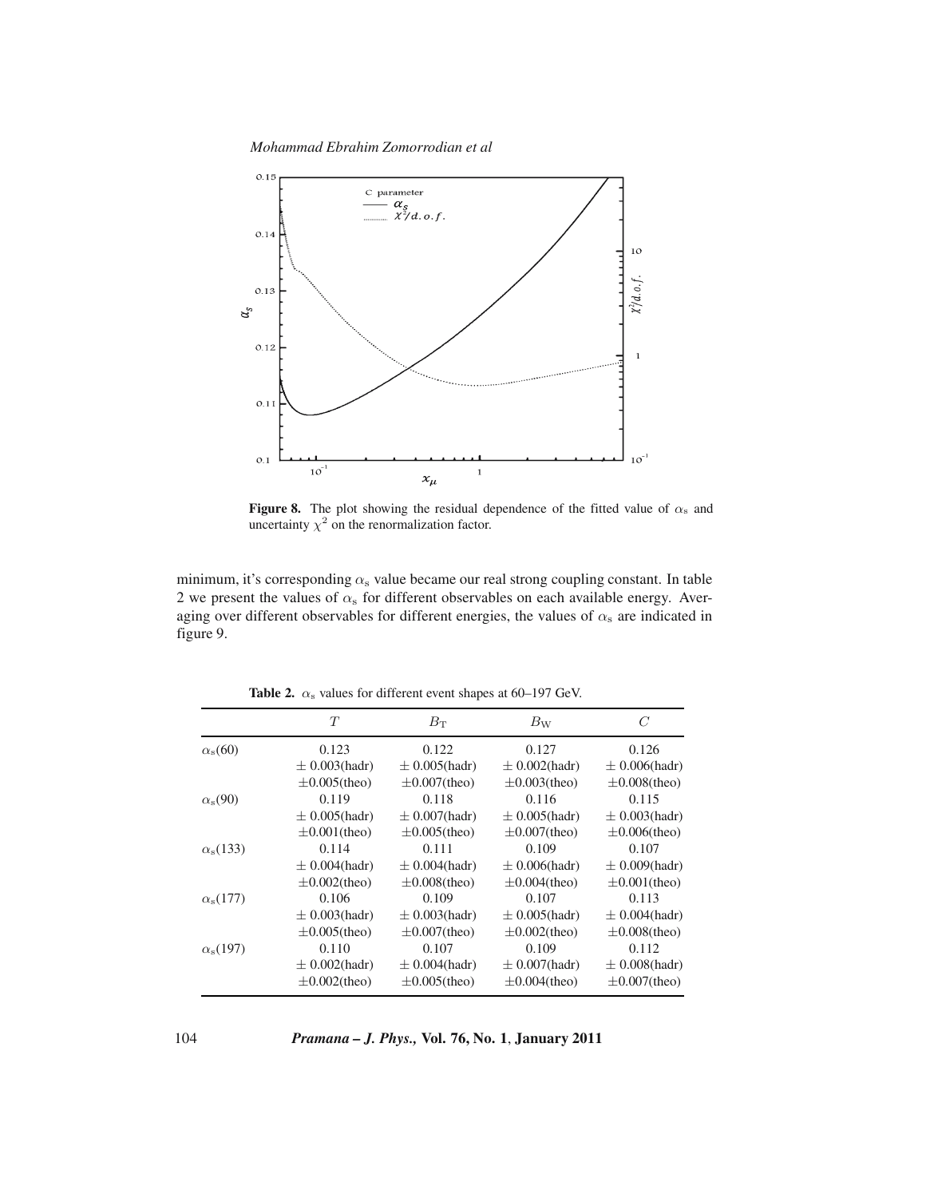**Figure 8.** The plot showing the residual dependence of the fitted value of $\alpha_s$ and uncertainty $\chi^2$ on the renormalization factor.

minimum, it's corresponding $\alpha_s$ value became our real strong coupling constant. In table 2 we present the values of $\alpha_s$ for different observables on each available energy. Averaging over different observables for different energies, the values of $\alpha_s$ are indicated in figure 9.

**Table 2.** $\alpha_s$ values for different event shapes at 60–197 GeV.

| | $T$ | $B_T$ | $B_W$ | $C$ |
|---|---|---|---|---|
| $\alpha_s(60)$ | 0.123 | 0.122 | 0.127 | 0.126 |
| | $\pm$ 0.003(hadr) | $\pm$ 0.005(hadr) | $\pm$ 0.002(hadr) | $\pm$ 0.006(hadr) |
| | $\pm$0.005(theo) | $\pm$0.007(theo) | $\pm$0.003(theo) | $\pm$0.008(theo) |
| $\alpha_s(90)$ | 0.119 | 0.118 | 0.116 | 0.115 |
| | $\pm$ 0.005(hadr) | $\pm$ 0.007(hadr) | $\pm$ 0.005(hadr) | $\pm$ 0.003(hadr) |
| | $\pm$0.001(theo) | $\pm$0.005(theo) | $\pm$0.007(theo) | $\pm$0.006(theo) |
| $\alpha_s(133)$ | 0.114 | 0.111 | 0.109 | 0.107 |
| | $\pm$ 0.004(hadr) | $\pm$ 0.004(hadr) | $\pm$ 0.006(hadr) | $\pm$ 0.009(hadr) |
| | $\pm$0.002(theo) | $\pm$0.008(theo) | $\pm$0.004(theo) | $\pm$0.001(theo) |
| $\alpha_s(177)$ | 0.106 | 0.109 | 0.107 | 0.113 |
| | $\pm$ 0.003(hadr) | $\pm$ 0.003(hadr) | $\pm$ 0.005(hadr) | $\pm$ 0.004(hadr) |
| | $\pm$0.005(theo) | $\pm$0.007(theo) | $\pm$0.002(theo) | $\pm$0.008(theo) |
| $\alpha_s(197)$ | 0.110 | 0.107 | 0.109 | 0.112 |
| | $\pm$ 0.002(hadr) | $\pm$ 0.004(hadr) | $\pm$ 0.007(hadr) | $\pm$ 0.008(hadr) |
| | $\pm$0.002(theo) | $\pm$0.005(theo) | $\pm$0.004(theo) | $\pm$0.007(theo) |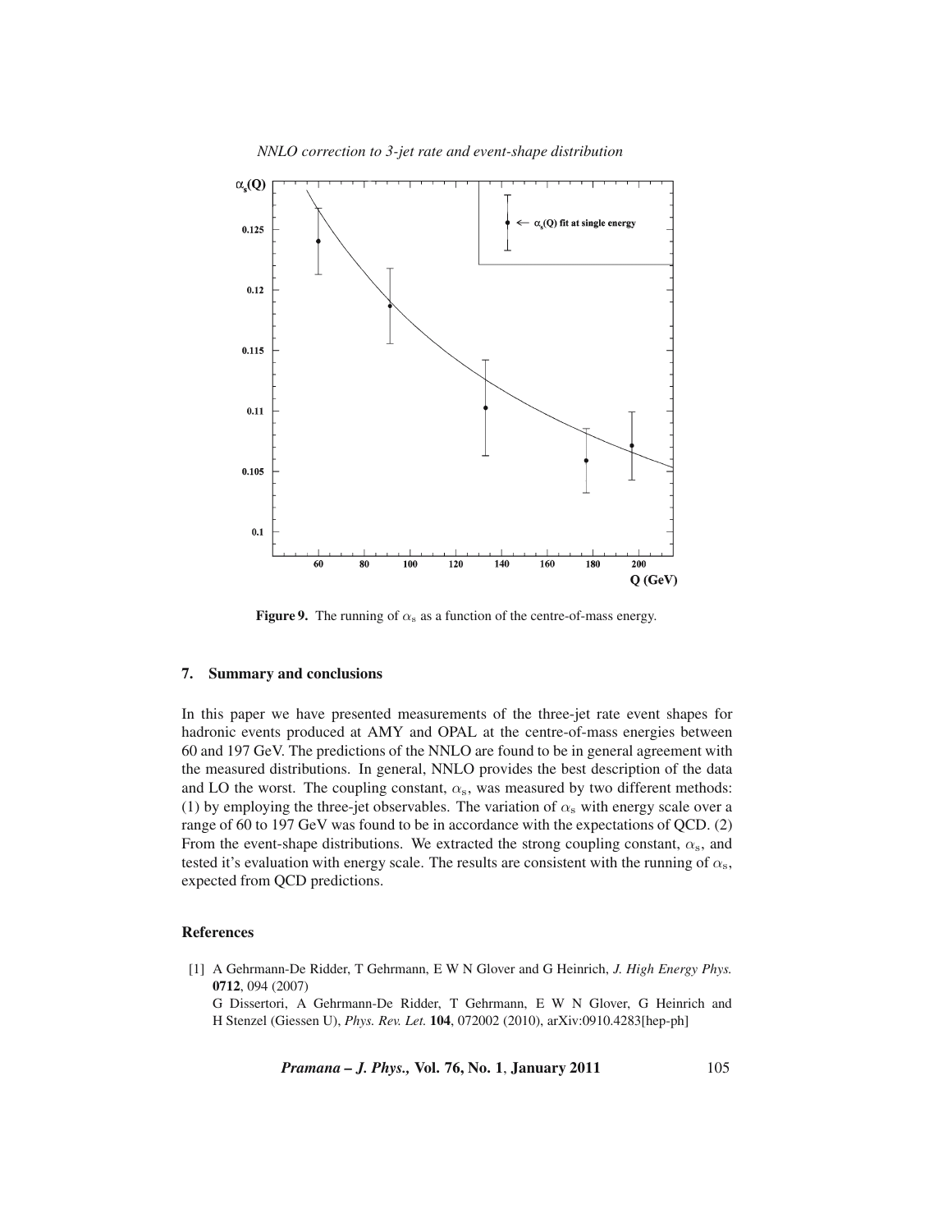Figure 9. The running of $\alpha_s$ as a function of the centre-of-mass energy.

## 7. Summary and conclusions

In this paper we have presented measurements of the three-jet rate event shapes for hadronic events produced at AMY and OPAL at the centre-of-mass energies between 60 and 197 GeV. The predictions of the NNLO are found to be in general agreement with the measured distributions. In general, NNLO provides the best description of the data and LO the worst. The coupling constant, $\alpha_s$, was measured by two different methods: (1) by employing the three-jet observables. The variation of $\alpha_s$ with energy scale over a range of 60 to 197 GeV was found to be in accordance with the expectations of QCD. (2) From the event-shape distributions. We extracted the strong coupling constant, $\alpha_s$, and tested it's evaluation with energy scale. The results are consistent with the running of $\alpha_s$, expected from QCD predictions.

## References

[1] A Gehrmann-De Ridder, T Gehrmann, E W N Glover and G Heinrich, *J. High Energy Phys.* **0712**, 094 (2007)
G Dissertori, A Gehrmann-De Ridder, T Gehrmann, E W N Glover, G Heinrich and H Stenzel (Giessen U), *Phys. Rev. Let.* **104**, 072002 (2010), arXiv:0910.4283[hep-ph]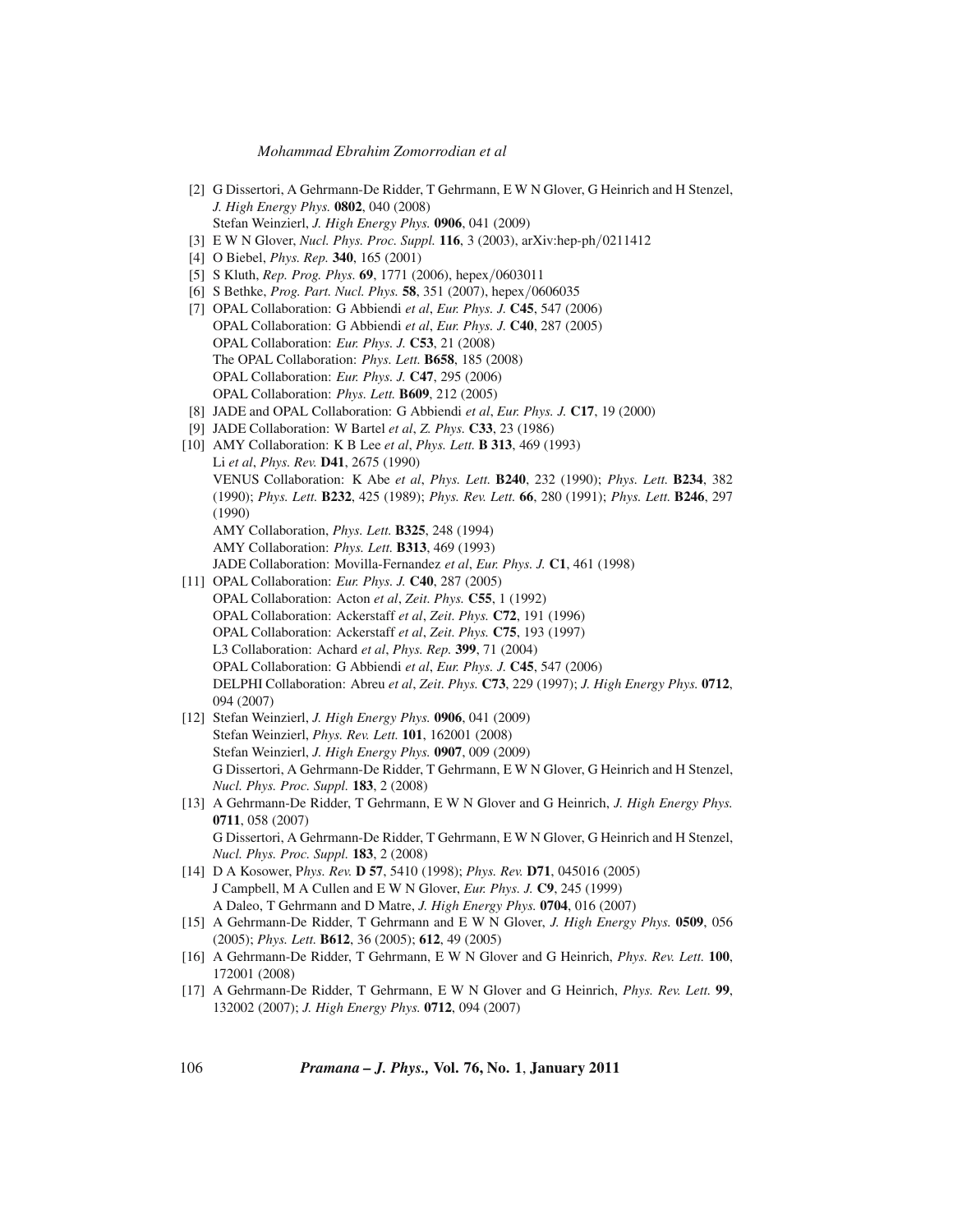[2] G Dissertori, A Gehrmann-De Ridder, T Gehrmann, E W N Glover, G Heinrich and H Stenzel, *J. High Energy Phys.* **0802**, 040 (2008)
Stefan Weinzierl, *J. High Energy Phys.* **0906**, 041 (2009)

[3] E W N Glover, *Nucl. Phys. Proc. Suppl.* **116**, 3 (2003), arXiv:hep-ph/0211412

[4] O Biebel, *Phys. Rep.* **340**, 165 (2001)

[5] S Kluth, *Rep. Prog. Phys.* **69**, 1771 (2006), hepex/0603011

[6] S Bethke, *Prog. Part. Nucl. Phys.* **58**, 351 (2007), hepex/0606035

[7] OPAL Collaboration: G Abbiendi *et al*, *Eur. Phys. J.* **C45**, 547 (2006)
OPAL Collaboration: G Abbiendi *et al*, *Eur. Phys. J.* **C40**, 287 (2005)
OPAL Collaboration: *Eur. Phys. J.* **C53**, 21 (2008)
The OPAL Collaboration: *Phys. Lett.* **B658**, 185 (2008)
OPAL Collaboration: *Eur. Phys. J.* **C47**, 295 (2006)
OPAL Collaboration: *Phys. Lett.* **B609**, 212 (2005)

[8] JADE and OPAL Collaboration: G Abbiendi *et al*, *Eur. Phys. J.* **C17**, 19 (2000)

[9] JADE Collaboration: W Bartel *et al*, *Z. Phys.* **C33**, 23 (1986)

[10] AMY Collaboration: K B Lee *et al*, *Phys. Lett.* **B 313**, 469 (1993)
Li *et al*, *Phys. Rev.* **D41**, 2675 (1990)
VENUS Collaboration: K Abe *et al*, *Phys. Lett.* **B240**, 232 (1990); *Phys. Lett.* **B234**, 382 (1990); *Phys. Lett.* **B232**, 425 (1989); *Phys. Rev. Lett.* **66**, 280 (1991); *Phys. Lett.* **B246**, 297 (1990)
AMY Collaboration, *Phys. Lett.* **B325**, 248 (1994)
AMY Collaboration: *Phys. Lett.* **B313**, 469 (1993)
JADE Collaboration: Movilla-Fernandez *et al*, *Eur. Phys. J.* **C1**, 461 (1998)

[11] OPAL Collaboration: *Eur. Phys. J.* **C40**, 287 (2005)
OPAL Collaboration: Acton *et al*, *Zeit. Phys.* **C55**, 1 (1992)
OPAL Collaboration: Ackerstaff *et al*, *Zeit. Phys.* **C72**, 191 (1996)
OPAL Collaboration: Ackerstaff *et al*, *Zeit. Phys.* **C75**, 193 (1997)
L3 Collaboration: Achard *et al*, *Phys. Rep.* **399**, 71 (2004)
OPAL Collaboration: G Abbiendi *et al*, *Eur. Phys. J.* **C45**, 547 (2006)
DELPHI Collaboration: Abreu *et al*, *Zeit. Phys.* **C73**, 229 (1997); *J. High Energy Phys.* **0712**, 094 (2007)

[12] Stefan Weinzierl, *J. High Energy Phys.* **0906**, 041 (2009)
Stefan Weinzierl, *Phys. Rev. Lett.* **101**, 162001 (2008)
Stefan Weinzierl, *J. High Energy Phys.* **0907**, 009 (2009)
G Dissertori, A Gehrmann-De Ridder, T Gehrmann, E W N Glover, G Heinrich and H Stenzel, *Nucl. Phys. Proc. Suppl.* **183**, 2 (2008)

[13] A Gehrmann-De Ridder, T Gehrmann, E W N Glover and G Heinrich, *J. High Energy Phys.* **0711**, 058 (2007)
G Dissertori, A Gehrmann-De Ridder, T Gehrmann, E W N Glover, G Heinrich and H Stenzel, *Nucl. Phys. Proc. Suppl.* **183**, 2 (2008)

[14] D A Kosower, *Phys. Rev.* **D 57**, 5410 (1998); *Phys. Rev.* **D71**, 045016 (2005)
J Campbell, M A Cullen and E W N Glover, *Eur. Phys. J.* **C9**, 245 (1999)
A Daleo, T Gehrmann and D Matre, *J. High Energy Phys.* **0704**, 016 (2007)

[15] A Gehrmann-De Ridder, T Gehrmann and E W N Glover, *J. High Energy Phys.* **0509**, 056 (2005); *Phys. Lett.* **B612**, 36 (2005); **612**, 49 (2005)

[16] A Gehrmann-De Ridder, T Gehrmann, E W N Glover and G Heinrich, *Phys. Rev. Lett.* **100**, 172001 (2008)

[17] A Gehrmann-De Ridder, T Gehrmann, E W N Glover and G Heinrich, *Phys. Rev. Lett.* **99**, 132002 (2007); *J. High Energy Phys.* **0712**, 094 (2007)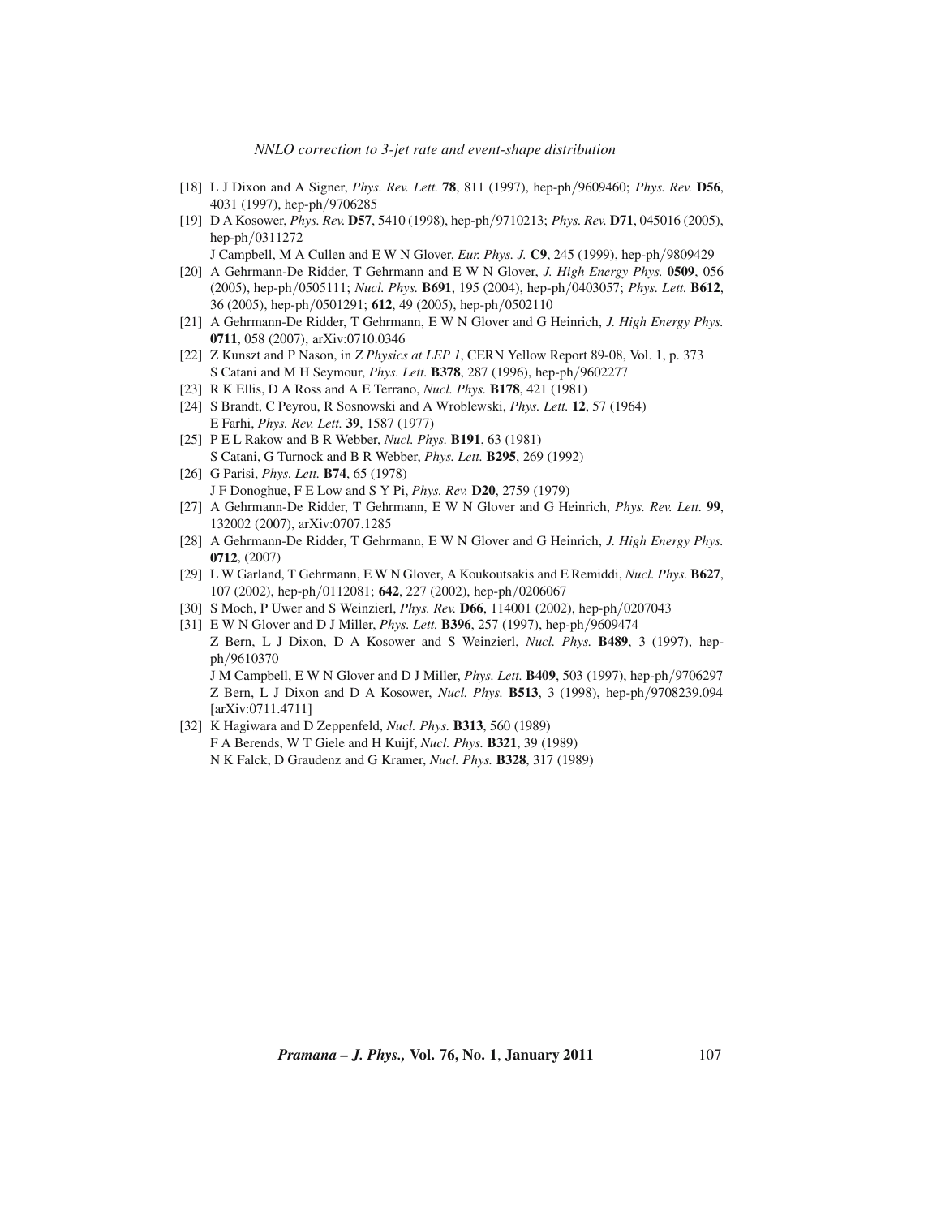[18] L J Dixon and A Signer, *Phys. Rev. Lett.* **78**, 811 (1997), hep-ph/9609460; *Phys. Rev.* **D56**, 4031 (1997), hep-ph/9706285

[19] D A Kosower, *Phys. Rev.* **D57**, 5410 (1998), hep-ph/9710213; *Phys. Rev.* **D71**, 045016 (2005), hep-ph/0311272
J Campbell, M A Cullen and E W N Glover, *Eur. Phys. J.* **C9**, 245 (1999), hep-ph/9809429

[20] A Gehrmann-De Ridder, T Gehrmann and E W N Glover, *J. High Energy Phys.* **0509**, 056 (2005), hep-ph/0505111; *Nucl. Phys.* **B691**, 195 (2004), hep-ph/0403057; *Phys. Lett.* **B612**, 36 (2005), hep-ph/0501291; **612**, 49 (2005), hep-ph/0502110

[21] A Gehrmann-De Ridder, T Gehrmann, E W N Glover and G Heinrich, *J. High Energy Phys.* **0711**, 058 (2007), arXiv:0710.0346

[22] Z Kunszt and P Nason, in *Z Physics at LEP 1*, CERN Yellow Report 89-08, Vol. 1, p. 373
S Catani and M H Seymour, *Phys. Lett.* **B378**, 287 (1996), hep-ph/9602277

[23] R K Ellis, D A Ross and A E Terrano, *Nucl. Phys.* **B178**, 421 (1981)

[24] S Brandt, C Peyrou, R Sosnowski and A Wroblewski, *Phys. Lett.* **12**, 57 (1964)
E Farhi, *Phys. Rev. Lett.* **39**, 1587 (1977)

[25] P E L Rakow and B R Webber, *Nucl. Phys.* **B191**, 63 (1981)
S Catani, G Turnock and B R Webber, *Phys. Lett.* **B295**, 269 (1992)

[26] G Parisi, *Phys. Lett.* **B74**, 65 (1978)
J F Donoghue, F E Low and S Y Pi, *Phys. Rev.* **D20**, 2759 (1979)

[27] A Gehrmann-De Ridder, T Gehrmann, E W N Glover and G Heinrich, *Phys. Rev. Lett.* **99**, 132002 (2007), arXiv:0707.1285

[28] A Gehrmann-De Ridder, T Gehrmann, E W N Glover and G Heinrich, *J. High Energy Phys.* **0712**, (2007)

[29] L W Garland, T Gehrmann, E W N Glover, A Koukoutsakis and E Remiddi, *Nucl. Phys.* **B627**, 107 (2002), hep-ph/0112081; **642**, 227 (2002), hep-ph/0206067

[30] S Moch, P Uwer and S Weinzierl, *Phys. Rev.* **D66**, 114001 (2002), hep-ph/0207043

[31] E W N Glover and D J Miller, *Phys. Lett.* **B396**, 257 (1997), hep-ph/9609474
Z Bern, L J Dixon, D A Kosower and S Weinzierl, *Nucl. Phys.* **B489**, 3 (1997), hep-ph/9610370
J M Campbell, E W N Glover and D J Miller, *Phys. Lett.* **B409**, 503 (1997), hep-ph/9706297
Z Bern, L J Dixon and D A Kosower, *Nucl. Phys.* **B513**, 3 (1998), hep-ph/9708239.094 [arXiv:0711.4711]

[32] K Hagiwara and D Zeppenfeld, *Nucl. Phys.* **B313**, 560 (1989)
F A Berends, W T Giele and H Kuijf, *Nucl. Phys.* **B321**, 39 (1989)
N K Falck, D Graudenz and G Kramer, *Nucl. Phys.* **B328**, 317 (1989)